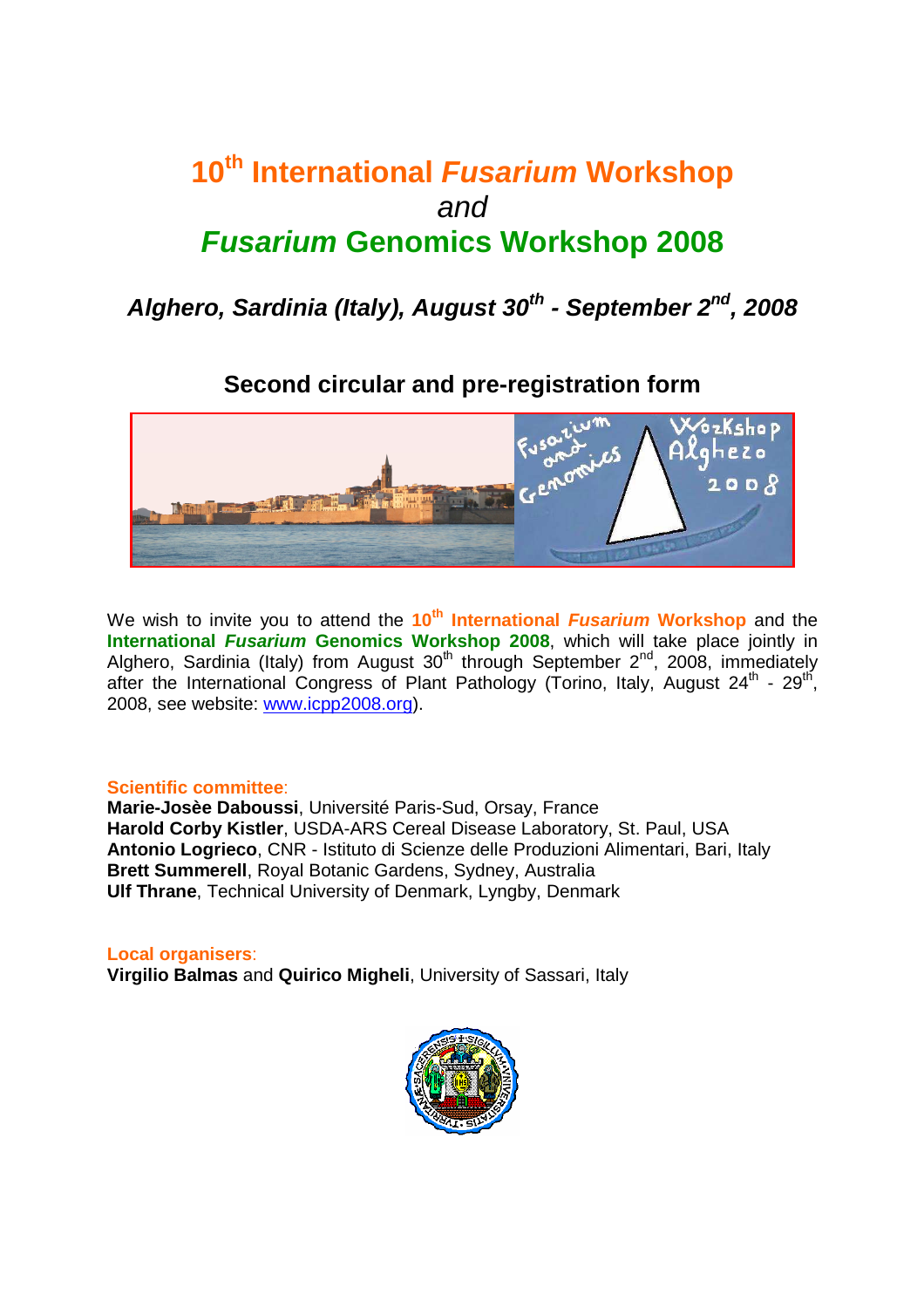# 10th International *Fusarium* Workshop
## *and*
# *Fusarium* Genomics Workshop 2008

### *Alghero, Sardinia (Italy), August 30th - September 2nd, 2008*

### Second circular and pre-registration form

We wish to invite you to attend the **10th International *Fusarium* Workshop** and the **International *Fusarium* Genomics Workshop 2008**, which will take place jointly in Alghero, Sardinia (Italy) from August 30th through September 2nd, 2008, immediately after the International Congress of Plant Pathology (Torino, Italy, August 24th - 29th, 2008, see website: www.icpp2008.org).

**Scientific committee**:
**Marie-Josèe Daboussi**, Université Paris-Sud, Orsay, France
**Harold Corby Kistler**, USDA-ARS Cereal Disease Laboratory, St. Paul, USA
**Antonio Logrieco**, CNR - Istituto di Scienze delle Produzioni Alimentari, Bari, Italy
**Brett Summerell**, Royal Botanic Gardens, Sydney, Australia
**Ulf Thrane**, Technical University of Denmark, Lyngby, Denmark

**Local organisers**:
**Virgilio Balmas** and **Quirico Migheli**, University of Sassari, Italy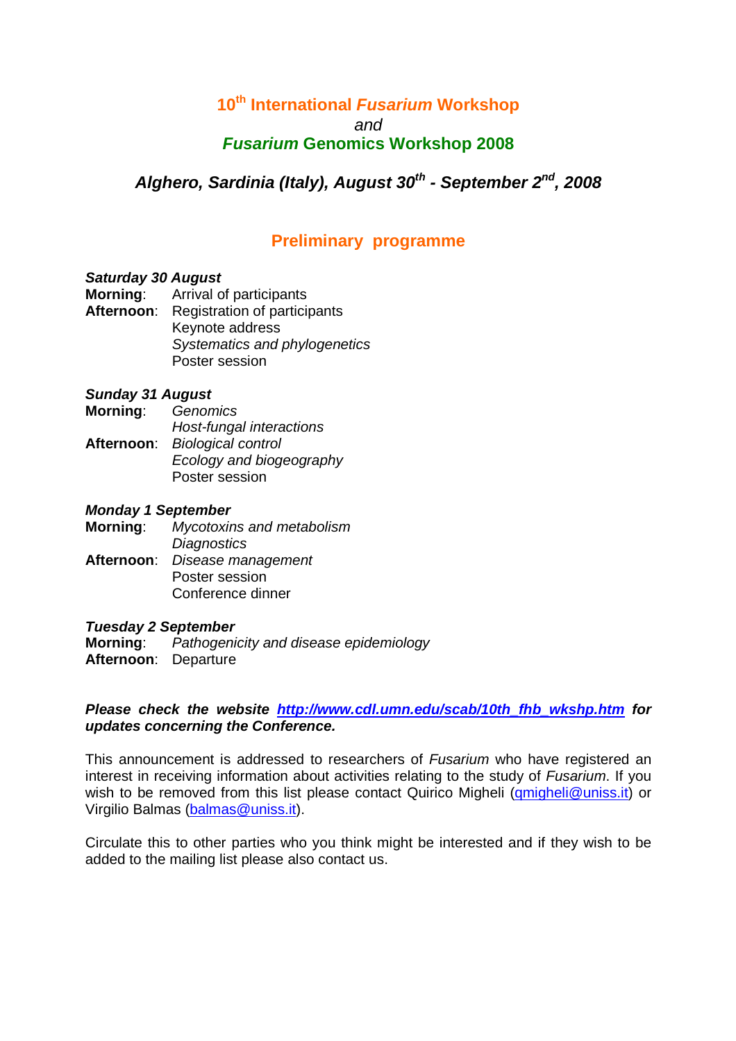# 10th International *Fusarium* Workshop

*and*

# *Fusarium* Genomics Workshop 2008

## *Alghero, Sardinia (Italy), August 30th - September 2nd, 2008*

## Preliminary programme

***Saturday 30 August***

**Morning**: Arrival of participants

**Afternoon**: Registration of participants
Keynote address
*Systematics and phylogenetics*
Poster session

***Sunday 31 August***

**Morning**: *Genomics*
*Host-fungal interactions*

**Afternoon**: *Biological control*
*Ecology and biogeography*
Poster session

***Monday 1 September***

**Morning**: *Mycotoxins and metabolism*
*Diagnostics*

**Afternoon**: *Disease management*
Poster session
Conference dinner

***Tuesday 2 September***

**Morning**: *Pathogenicity and disease epidemiology*

**Afternoon**: Departure

***Please check the website [http://www.cdl.umn.edu/scab/10th_fhb_wkshp.htm](http://www.cdl.umn.edu/scab/10th_fhb_wkshp.htm) for updates concerning the Conference.***

This announcement is addressed to researchers of *Fusarium* who have registered an interest in receiving information about activities relating to the study of *Fusarium*. If you wish to be removed from this list please contact Quirico Migheli (qmigheli@uniss.it) or Virgilio Balmas (balmas@uniss.it).

Circulate this to other parties who you think might be interested and if they wish to be added to the mailing list please also contact us.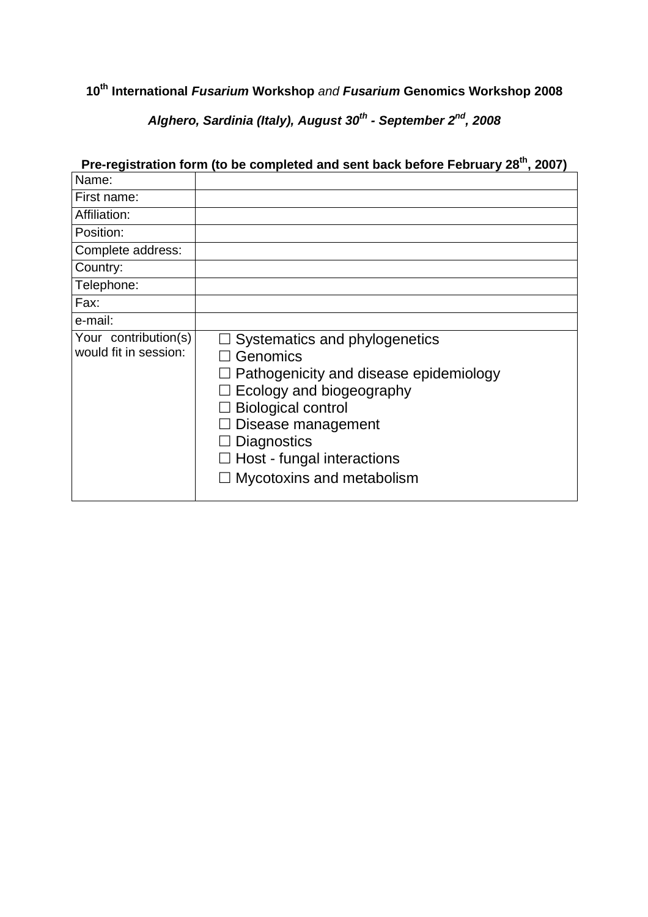**10th International *Fusarium* Workshop *and* *Fusarium* Genomics Workshop 2008**

***Alghero, Sardinia (Italy), August 30th - September 2nd, 2008***

**Pre-registration form (to be completed and sent back before February 28th, 2007)**

| | |
|---|---|
| Name: | |
| First name: | |
| Affiliation: | |
| Position: | |
| Complete address: | |
| Country: | |
| Telephone: | |
| Fax: | |
| e-mail: | |
| Your contribution(s) would fit in session: | ☐ Systematics and phylogenetics<br>☐ Genomics<br>☐ Pathogenicity and disease epidemiology<br>☐ Ecology and biogeography<br>☐ Biological control<br>☐ Disease management<br>☐ Diagnostics<br>☐ Host - fungal interactions<br>☐ Mycotoxins and metabolism |